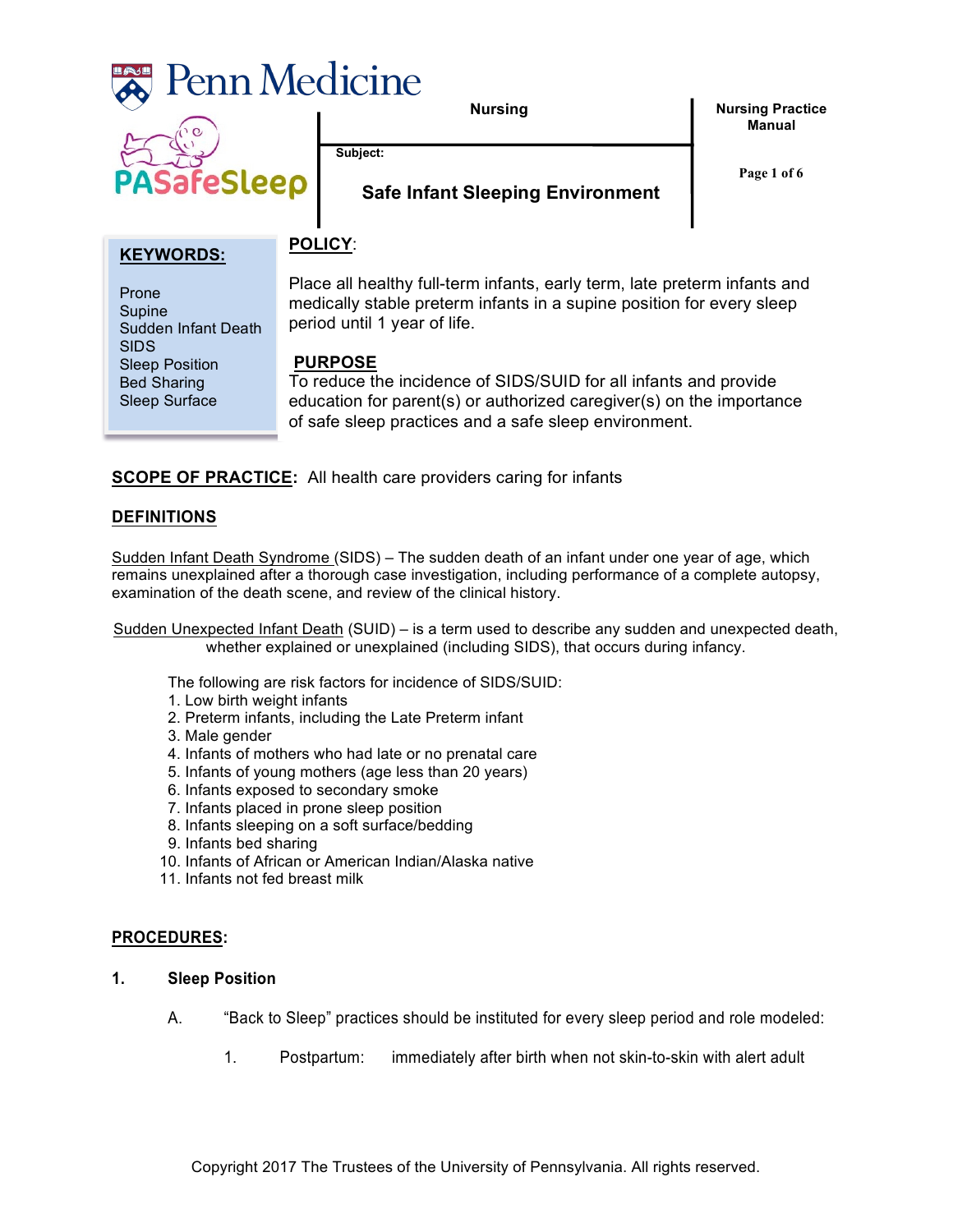Penn Medicine

PASafeSleep

**Nursing**

**Subject:**

## Safe Infant Sleeping Environment

**Nursing Practice Manual**

**KEYWORDS:**

Prone
Supine
Sudden Infant Death
SIDS
Sleep Position
Bed Sharing
Sleep Surface

**POLICY**:

Place all healthy full-term infants, early term, late preterm infants and medically stable preterm infants in a supine position for every sleep period until 1 year of life.

**PURPOSE**

To reduce the incidence of SIDS/SUID for all infants and provide education for parent(s) or authorized caregiver(s) on the importance of safe sleep practices and a safe sleep environment.

**SCOPE OF PRACTICE:** All health care providers caring for infants

**DEFINITIONS**

Sudden Infant Death Syndrome (SIDS) – The sudden death of an infant under one year of age, which remains unexplained after a thorough case investigation, including performance of a complete autopsy, examination of the death scene, and review of the clinical history.

Sudden Unexpected Infant Death (SUID) – is a term used to describe any sudden and unexpected death, whether explained or unexplained (including SIDS), that occurs during infancy.

The following are risk factors for incidence of SIDS/SUID:

1. Low birth weight infants
2. Preterm infants, including the Late Preterm infant
3. Male gender
4. Infants of mothers who had late or no prenatal care
5. Infants of young mothers (age less than 20 years)
6. Infants exposed to secondary smoke
7. Infants placed in prone sleep position
8. Infants sleeping on a soft surface/bedding
9. Infants bed sharing
10. Infants of African or American Indian/Alaska native
11. Infants not fed breast milk

**PROCEDURES:**

**1. Sleep Position**

A. "Back to Sleep" practices should be instituted for every sleep period and role modeled:

1. Postpartum: immediately after birth when not skin-to-skin with alert adult

Copyright 2017 The Trustees of the University of Pennsylvania. All rights reserved.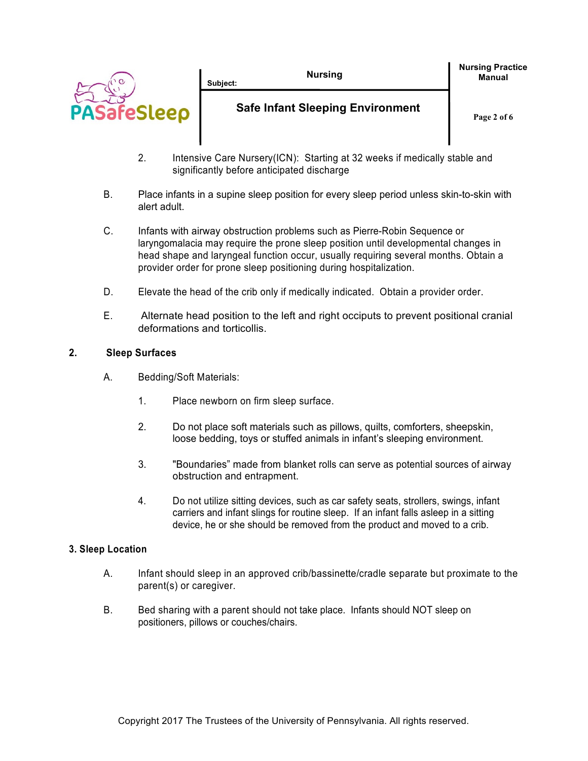2. Intensive Care Nursery(ICN): Starting at 32 weeks if medically stable and significantly before anticipated discharge

B. Place infants in a supine sleep position for every sleep period unless skin-to-skin with alert adult.

C. Infants with airway obstruction problems such as Pierre-Robin Sequence or laryngomalacia may require the prone sleep position until developmental changes in head shape and laryngeal function occur, usually requiring several months. Obtain a provider order for prone sleep positioning during hospitalization.

D. Elevate the head of the crib only if medically indicated. Obtain a provider order.

E. Alternate head position to the left and right occiputs to prevent positional cranial deformations and torticollis.

## 2. Sleep Surfaces

A. Bedding/Soft Materials:

1. Place newborn on firm sleep surface.

2. Do not place soft materials such as pillows, quilts, comforters, sheepskin, loose bedding, toys or stuffed animals in infant's sleeping environment.

3. "Boundaries" made from blanket rolls can serve as potential sources of airway obstruction and entrapment.

4. Do not utilize sitting devices, such as car safety seats, strollers, swings, infant carriers and infant slings for routine sleep. If an infant falls asleep in a sitting device, he or she should be removed from the product and moved to a crib.

## 3. Sleep Location

A. Infant should sleep in an approved crib/bassinette/cradle separate but proximate to the parent(s) or caregiver.

B. Bed sharing with a parent should not take place. Infants should NOT sleep on positioners, pillows or couches/chairs.

Copyright 2017 The Trustees of the University of Pennsylvania. All rights reserved.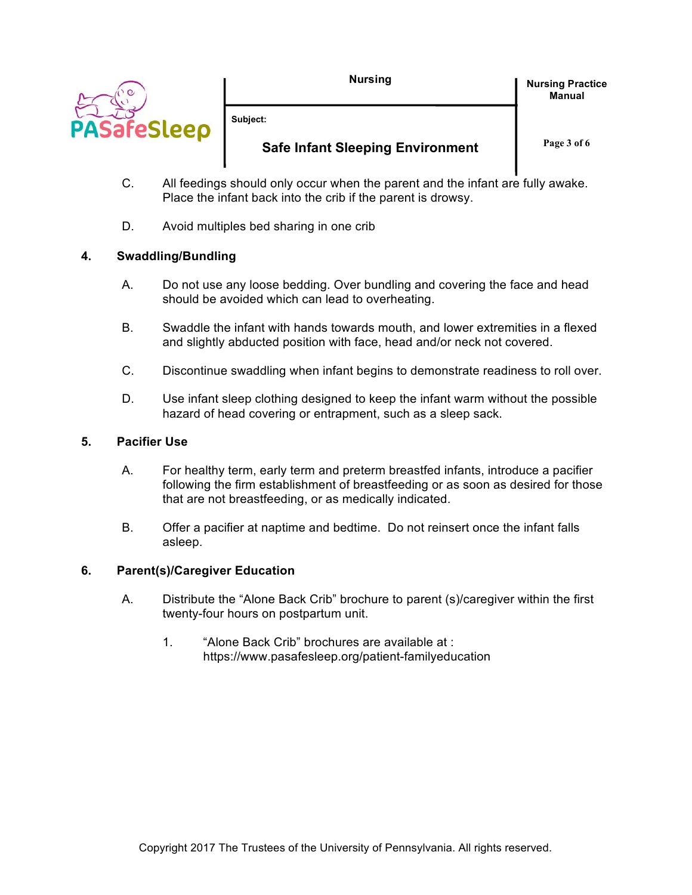C. All feedings should only occur when the parent and the infant are fully awake. Place the infant back into the crib if the parent is drowsy.

D. Avoid multiples bed sharing in one crib

**4. Swaddling/Bundling**

A. Do not use any loose bedding. Over bundling and covering the face and head should be avoided which can lead to overheating.

B. Swaddle the infant with hands towards mouth, and lower extremities in a flexed and slightly abducted position with face, head and/or neck not covered.

C. Discontinue swaddling when infant begins to demonstrate readiness to roll over.

D. Use infant sleep clothing designed to keep the infant warm without the possible hazard of head covering or entrapment, such as a sleep sack.

**5. Pacifier Use**

A. For healthy term, early term and preterm breastfed infants, introduce a pacifier following the firm establishment of breastfeeding or as soon as desired for those that are not breastfeeding, or as medically indicated.

B. Offer a pacifier at naptime and bedtime. Do not reinsert once the infant falls asleep.

**6. Parent(s)/Caregiver Education**

A. Distribute the "Alone Back Crib" brochure to parent (s)/caregiver within the first twenty-four hours on postpartum unit.

1. "Alone Back Crib" brochures are available at : https://www.pasafesleep.org/patient-familyeducation

Copyright 2017 The Trustees of the University of Pennsylvania. All rights reserved.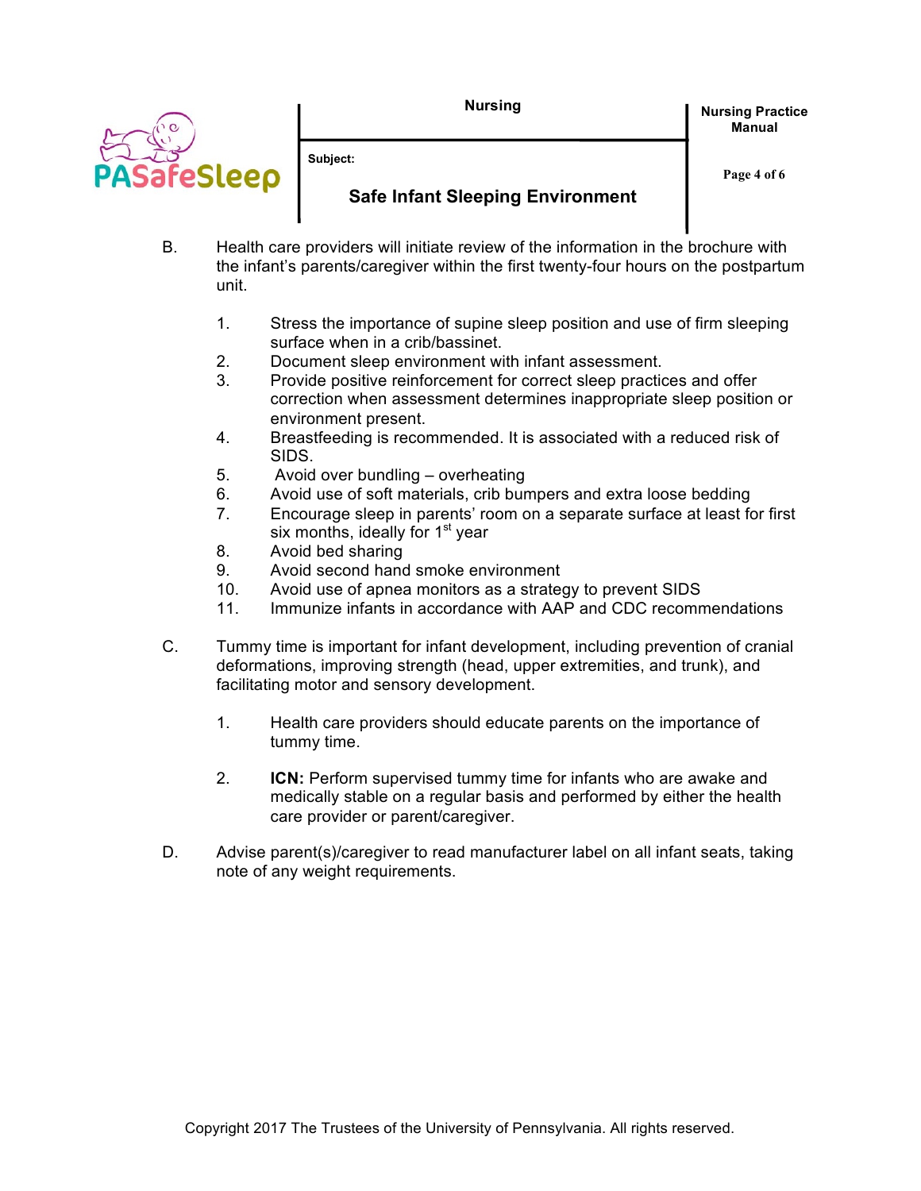B. Health care providers will initiate review of the information in the brochure with the infant's parents/caregiver within the first twenty-four hours on the postpartum unit.

1. Stress the importance of supine sleep position and use of firm sleeping surface when in a crib/bassinet.
2. Document sleep environment with infant assessment.
3. Provide positive reinforcement for correct sleep practices and offer correction when assessment determines inappropriate sleep position or environment present.
4. Breastfeeding is recommended. It is associated with a reduced risk of SIDS.
5. Avoid over bundling – overheating
6. Avoid use of soft materials, crib bumpers and extra loose bedding
7. Encourage sleep in parents' room on a separate surface at least for first six months, ideally for 1st year
8. Avoid bed sharing
9. Avoid second hand smoke environment
10. Avoid use of apnea monitors as a strategy to prevent SIDS
11. Immunize infants in accordance with AAP and CDC recommendations

C. Tummy time is important for infant development, including prevention of cranial deformations, improving strength (head, upper extremities, and trunk), and facilitating motor and sensory development.

1. Health care providers should educate parents on the importance of tummy time.
2. **ICN:** Perform supervised tummy time for infants who are awake and medically stable on a regular basis and performed by either the health care provider or parent/caregiver.

D. Advise parent(s)/caregiver to read manufacturer label on all infant seats, taking note of any weight requirements.

Copyright 2017 The Trustees of the University of Pennsylvania. All rights reserved.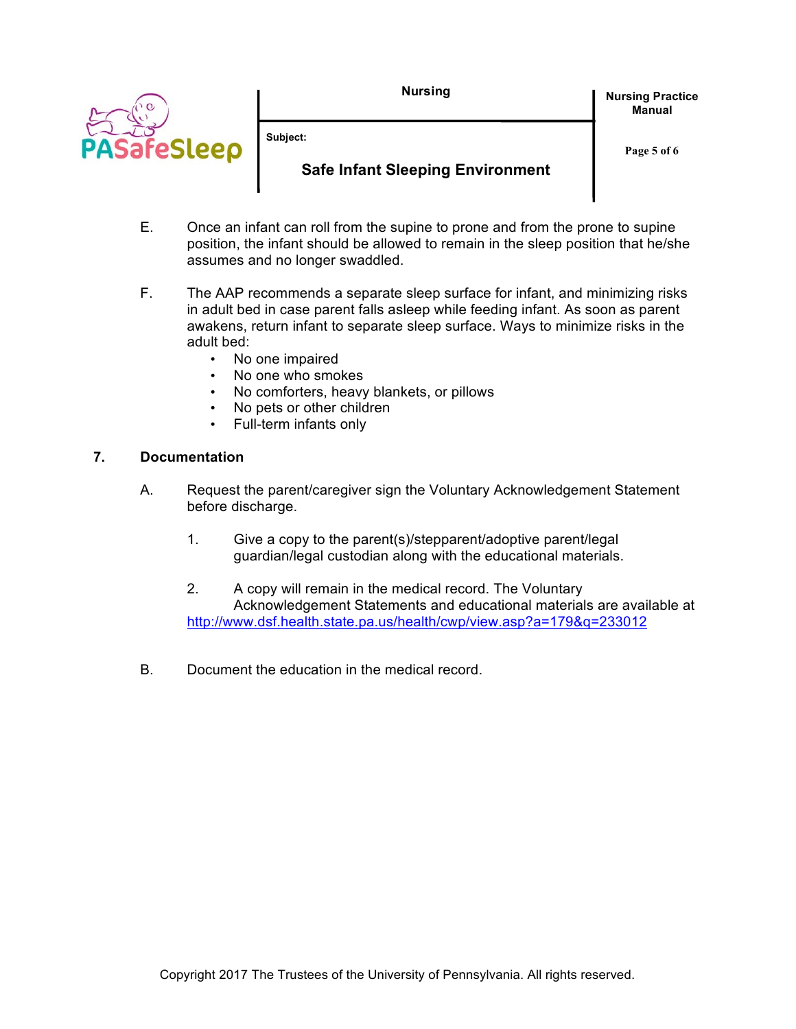E. Once an infant can roll from the supine to prone and from the prone to supine position, the infant should be allowed to remain in the sleep position that he/she assumes and no longer swaddled.

F. The AAP recommends a separate sleep surface for infant, and minimizing risks in adult bed in case parent falls asleep while feeding infant. As soon as parent awakens, return infant to separate sleep surface. Ways to minimize risks in the adult bed:

- No one impaired
- No one who smokes
- No comforters, heavy blankets, or pillows
- No pets or other children
- Full-term infants only

## 7. Documentation

A. Request the parent/caregiver sign the Voluntary Acknowledgement Statement before discharge.

1. Give a copy to the parent(s)/stepparent/adoptive parent/legal guardian/legal custodian along with the educational materials.

2. A copy will remain in the medical record. The Voluntary Acknowledgement Statements and educational materials are available at http://www.dsf.health.state.pa.us/health/cwp/view.asp?a=179&q=233012

B. Document the education in the medical record.

Copyright 2017 The Trustees of the University of Pennsylvania. All rights reserved.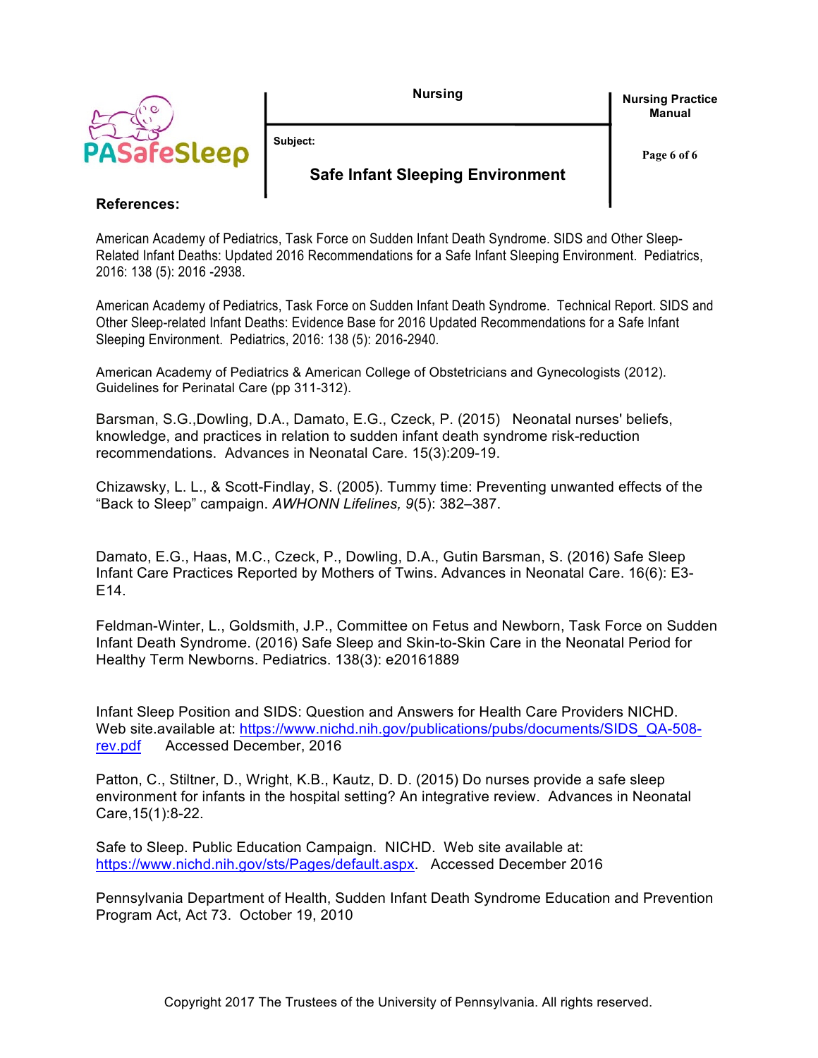## References:

American Academy of Pediatrics, Task Force on Sudden Infant Death Syndrome. SIDS and Other Sleep-Related Infant Deaths: Updated 2016 Recommendations for a Safe Infant Sleeping Environment. Pediatrics, 2016: 138 (5): 2016 -2938.

American Academy of Pediatrics, Task Force on Sudden Infant Death Syndrome. Technical Report. SIDS and Other Sleep-related Infant Deaths: Evidence Base for 2016 Updated Recommendations for a Safe Infant Sleeping Environment. Pediatrics, 2016: 138 (5): 2016-2940.

American Academy of Pediatrics & American College of Obstetricians and Gynecologists (2012). Guidelines for Perinatal Care (pp 311-312).

Barsman, S.G.,Dowling, D.A., Damato, E.G., Czeck, P. (2015) Neonatal nurses' beliefs, knowledge, and practices in relation to sudden infant death syndrome risk-reduction recommendations. Advances in Neonatal Care. 15(3):209-19.

Chizawsky, L. L., & Scott-Findlay, S. (2005). Tummy time: Preventing unwanted effects of the "Back to Sleep" campaign. *AWHONN Lifelines, 9*(5): 382–387.

Damato, E.G., Haas, M.C., Czeck, P., Dowling, D.A., Gutin Barsman, S. (2016) Safe Sleep Infant Care Practices Reported by Mothers of Twins. Advances in Neonatal Care. 16(6): E3-E14.

Feldman-Winter, L., Goldsmith, J.P., Committee on Fetus and Newborn, Task Force on Sudden Infant Death Syndrome. (2016) Safe Sleep and Skin-to-Skin Care in the Neonatal Period for Healthy Term Newborns. Pediatrics. 138(3): e20161889

Infant Sleep Position and SIDS: Question and Answers for Health Care Providers NICHD. Web site.available at: https://www.nichd.nih.gov/publications/pubs/documents/SIDS_QA-508-rev.pdf Accessed December, 2016

Patton, C., Stiltner, D., Wright, K.B., Kautz, D. D. (2015) Do nurses provide a safe sleep environment for infants in the hospital setting? An integrative review. Advances in Neonatal Care,15(1):8-22.

Safe to Sleep. Public Education Campaign. NICHD. Web site available at: https://www.nichd.nih.gov/sts/Pages/default.aspx. Accessed December 2016

Pennsylvania Department of Health, Sudden Infant Death Syndrome Education and Prevention Program Act, Act 73. October 19, 2010